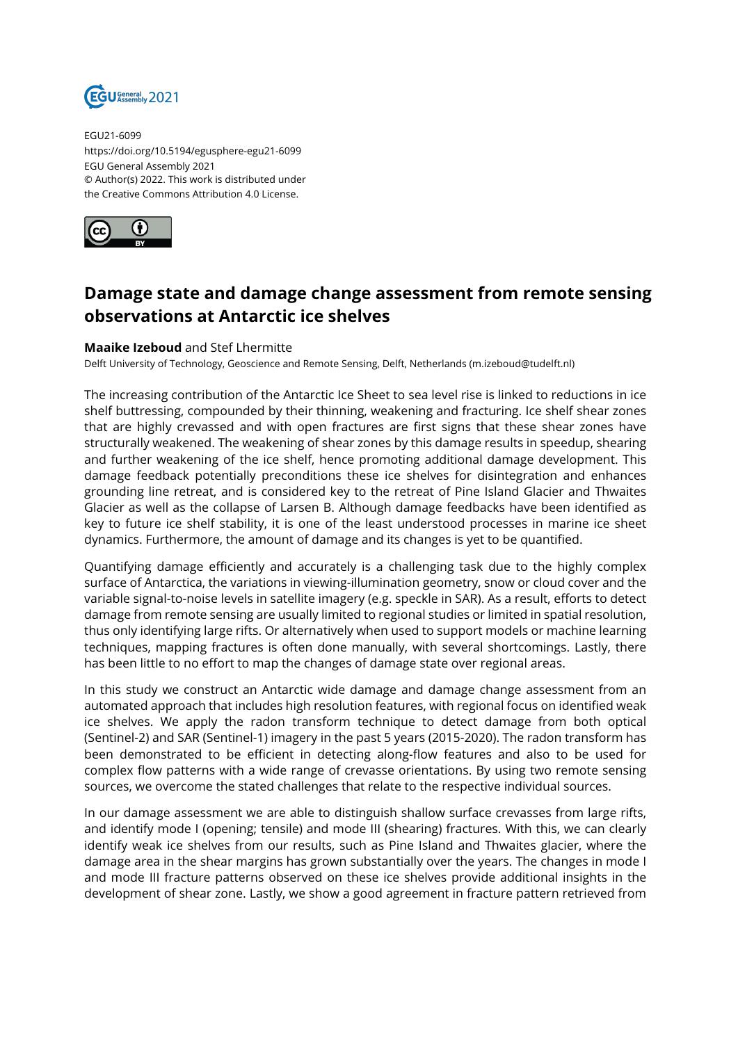EGU21-6099
https://doi.org/10.5194/egusphere-egu21-6099
EGU General Assembly 2021
© Author(s) 2022. This work is distributed under the Creative Commons Attribution 4.0 License.

# Damage state and damage change assessment from remote sensing observations at Antarctic ice shelves

**Maaike Izeboud** and Stef Lhermitte
Delft University of Technology, Geoscience and Remote Sensing, Delft, Netherlands (m.izeboud@tudelft.nl)

The increasing contribution of the Antarctic Ice Sheet to sea level rise is linked to reductions in ice shelf buttressing, compounded by their thinning, weakening and fracturing. Ice shelf shear zones that are highly crevassed and with open fractures are first signs that these shear zones have structurally weakened. The weakening of shear zones by this damage results in speedup, shearing and further weakening of the ice shelf, hence promoting additional damage development. This damage feedback potentially preconditions these ice shelves for disintegration and enhances grounding line retreat, and is considered key to the retreat of Pine Island Glacier and Thwaites Glacier as well as the collapse of Larsen B. Although damage feedbacks have been identified as key to future ice shelf stability, it is one of the least understood processes in marine ice sheet dynamics. Furthermore, the amount of damage and its changes is yet to be quantified.

Quantifying damage efficiently and accurately is a challenging task due to the highly complex surface of Antarctica, the variations in viewing-illumination geometry, snow or cloud cover and the variable signal-to-noise levels in satellite imagery (e.g. speckle in SAR). As a result, efforts to detect damage from remote sensing are usually limited to regional studies or limited in spatial resolution, thus only identifying large rifts. Or alternatively when used to support models or machine learning techniques, mapping fractures is often done manually, with several shortcomings. Lastly, there has been little to no effort to map the changes of damage state over regional areas.

In this study we construct an Antarctic wide damage and damage change assessment from an automated approach that includes high resolution features, with regional focus on identified weak ice shelves. We apply the radon transform technique to detect damage from both optical (Sentinel-2) and SAR (Sentinel-1) imagery in the past 5 years (2015-2020). The radon transform has been demonstrated to be efficient in detecting along-flow features and also to be used for complex flow patterns with a wide range of crevasse orientations. By using two remote sensing sources, we overcome the stated challenges that relate to the respective individual sources.

In our damage assessment we are able to distinguish shallow surface crevasses from large rifts, and identify mode I (opening; tensile) and mode III (shearing) fractures. With this, we can clearly identify weak ice shelves from our results, such as Pine Island and Thwaites glacier, where the damage area in the shear margins has grown substantially over the years. The changes in mode I and mode III fracture patterns observed on these ice shelves provide additional insights in the development of shear zone. Lastly, we show a good agreement in fracture pattern retrieved from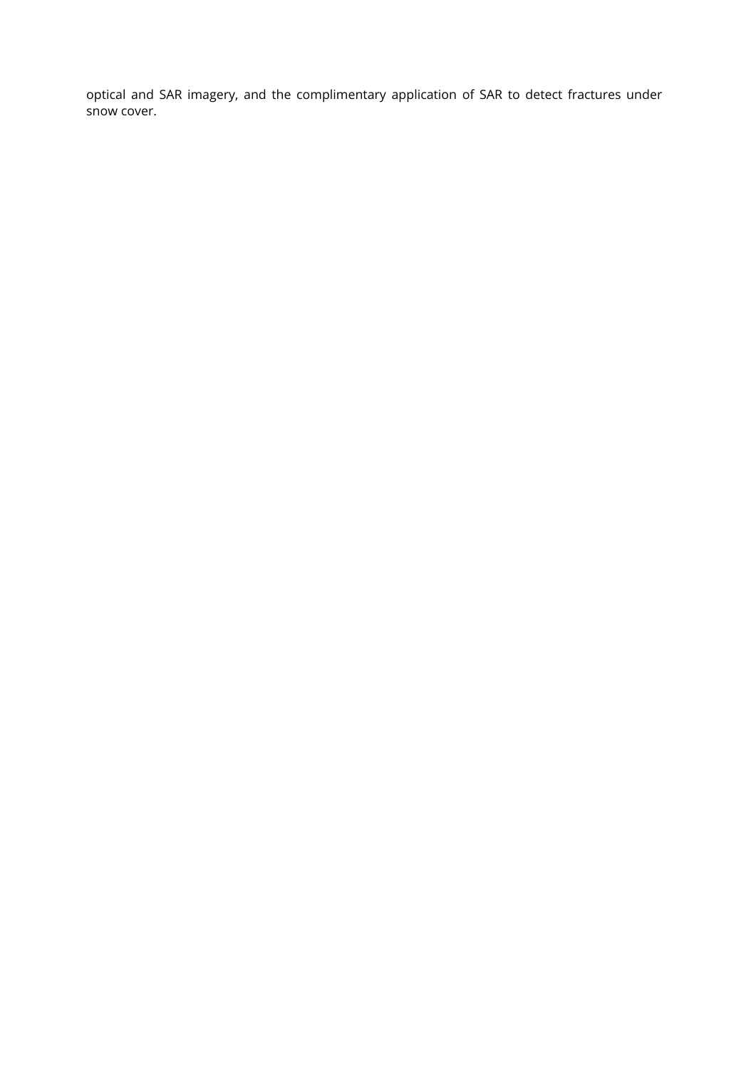optical and SAR imagery, and the complimentary application of SAR to detect fractures under snow cover.